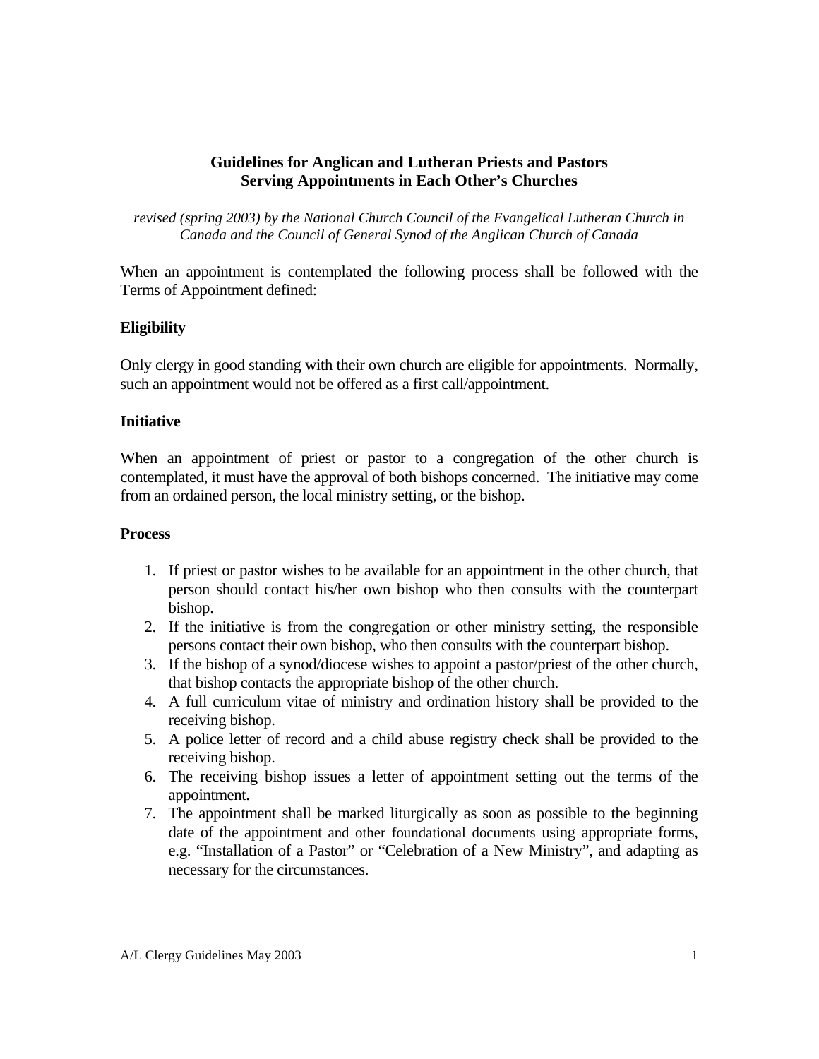# Guidelines for Anglican and Lutheran Priests and Pastors Serving Appointments in Each Other's Churches

*revised (spring 2003) by the National Church Council of the Evangelical Lutheran Church in Canada and the Council of General Synod of the Anglican Church of Canada*

When an appointment is contemplated the following process shall be followed with the Terms of Appointment defined:

## Eligibility

Only clergy in good standing with their own church are eligible for appointments. Normally, such an appointment would not be offered as a first call/appointment.

## Initiative

When an appointment of priest or pastor to a congregation of the other church is contemplated, it must have the approval of both bishops concerned. The initiative may come from an ordained person, the local ministry setting, or the bishop.

## Process

1. If priest or pastor wishes to be available for an appointment in the other church, that person should contact his/her own bishop who then consults with the counterpart bishop.
2. If the initiative is from the congregation or other ministry setting, the responsible persons contact their own bishop, who then consults with the counterpart bishop.
3. If the bishop of a synod/diocese wishes to appoint a pastor/priest of the other church, that bishop contacts the appropriate bishop of the other church.
4. A full curriculum vitae of ministry and ordination history shall be provided to the receiving bishop.
5. A police letter of record and a child abuse registry check shall be provided to the receiving bishop.
6. The receiving bishop issues a letter of appointment setting out the terms of the appointment.
7. The appointment shall be marked liturgically as soon as possible to the beginning date of the appointment and other foundational documents using appropriate forms, e.g. "Installation of a Pastor" or "Celebration of a New Ministry", and adapting as necessary for the circumstances.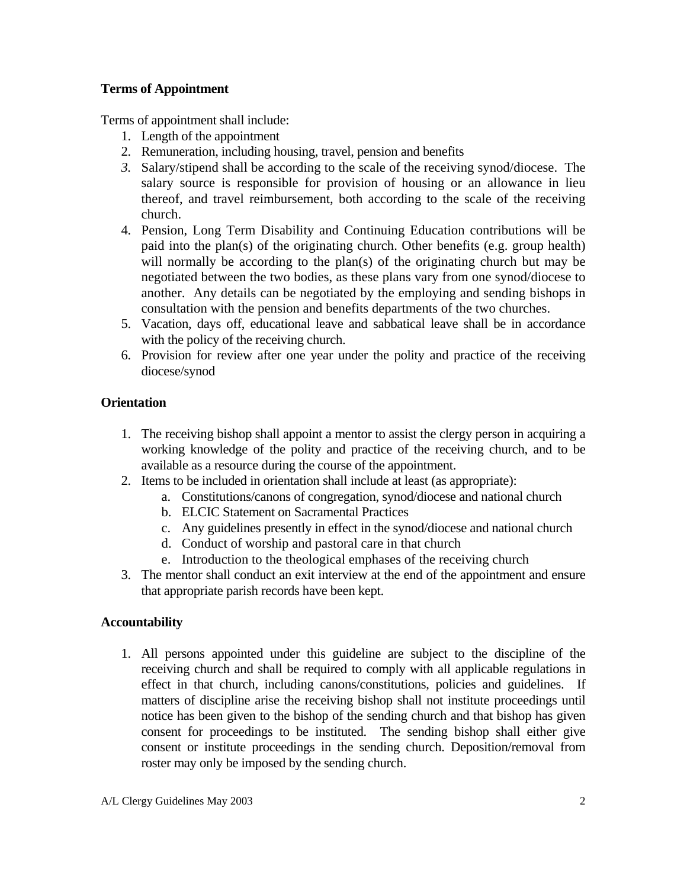**Terms of Appointment**

Terms of appointment shall include:

1. Length of the appointment
2. Remuneration, including housing, travel, pension and benefits
3. Salary/stipend shall be according to the scale of the receiving synod/diocese. The salary source is responsible for provision of housing or an allowance in lieu thereof, and travel reimbursement, both according to the scale of the receiving church.
4. Pension, Long Term Disability and Continuing Education contributions will be paid into the plan(s) of the originating church. Other benefits (e.g. group health) will normally be according to the plan(s) of the originating church but may be negotiated between the two bodies, as these plans vary from one synod/diocese to another. Any details can be negotiated by the employing and sending bishops in consultation with the pension and benefits departments of the two churches.
5. Vacation, days off, educational leave and sabbatical leave shall be in accordance with the policy of the receiving church.
6. Provision for review after one year under the polity and practice of the receiving diocese/synod

**Orientation**

1. The receiving bishop shall appoint a mentor to assist the clergy person in acquiring a working knowledge of the polity and practice of the receiving church, and to be available as a resource during the course of the appointment.
2. Items to be included in orientation shall include at least (as appropriate):
   a. Constitutions/canons of congregation, synod/diocese and national church
   b. ELCIC Statement on Sacramental Practices
   c. Any guidelines presently in effect in the synod/diocese and national church
   d. Conduct of worship and pastoral care in that church
   e. Introduction to the theological emphases of the receiving church
3. The mentor shall conduct an exit interview at the end of the appointment and ensure that appropriate parish records have been kept.

**Accountability**

1. All persons appointed under this guideline are subject to the discipline of the receiving church and shall be required to comply with all applicable regulations in effect in that church, including canons/constitutions, policies and guidelines. If matters of discipline arise the receiving bishop shall not institute proceedings until notice has been given to the bishop of the sending church and that bishop has given consent for proceedings to be instituted. The sending bishop shall either give consent or institute proceedings in the sending church. Deposition/removal from roster may only be imposed by the sending church.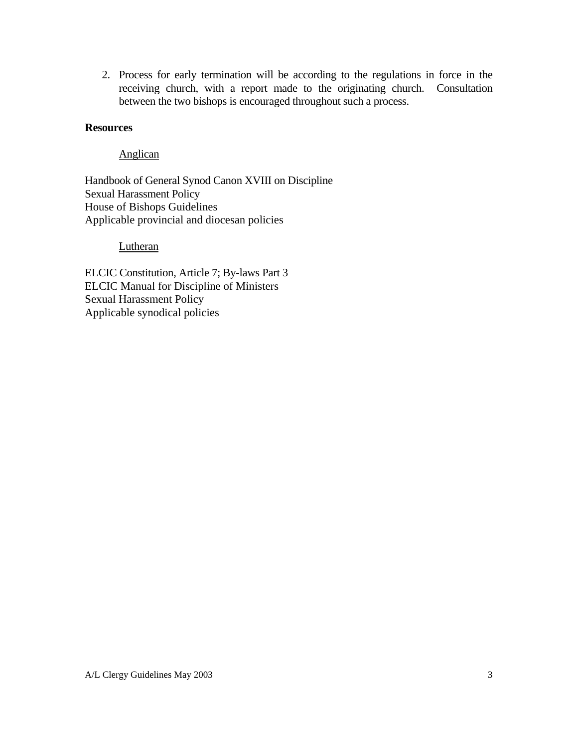2. Process for early termination will be according to the regulations in force in the receiving church, with a report made to the originating church. Consultation between the two bishops is encouraged throughout such a process.

**Resources**

Anglican

Handbook of General Synod Canon XVIII on Discipline
Sexual Harassment Policy
House of Bishops Guidelines
Applicable provincial and diocesan policies

Lutheran

ELCIC Constitution, Article 7; By-laws Part 3
ELCIC Manual for Discipline of Ministers
Sexual Harassment Policy
Applicable synodical policies